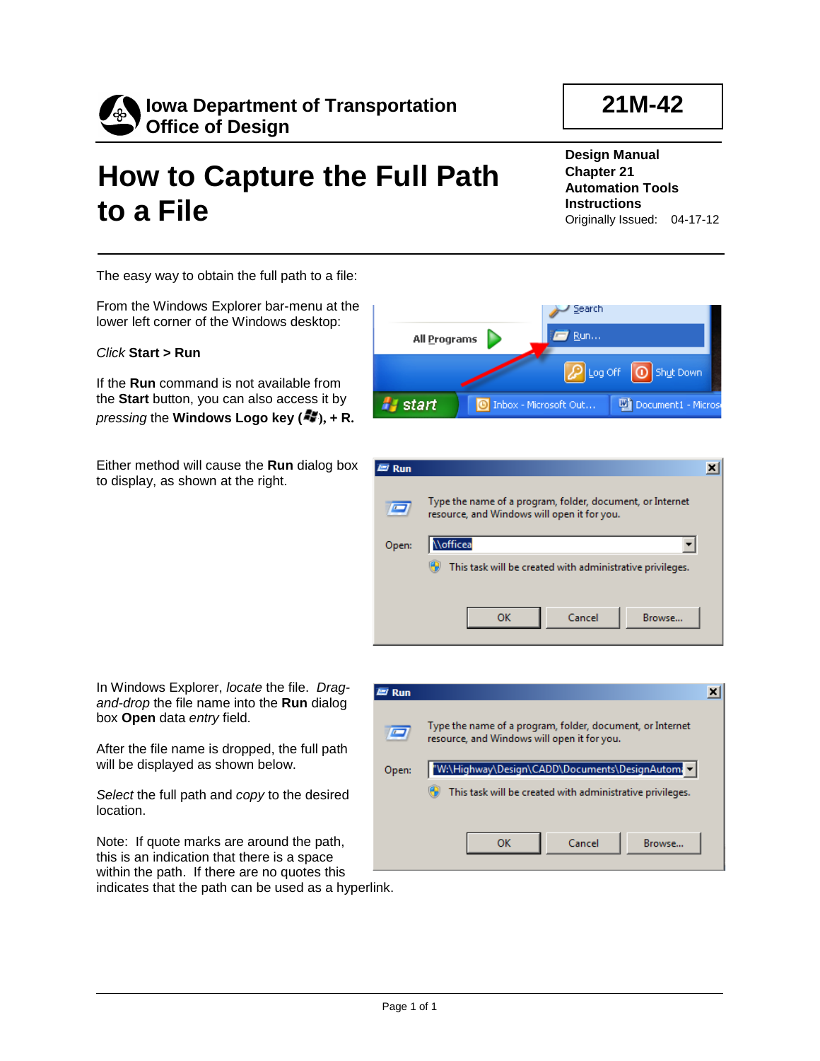**Iowa Department of Transportation**
**Office of Design**

**21M-42**

# How to Capture the Full Path to a File

**Design Manual**
**Chapter 21**
**Automation Tools**
**Instructions**
Originally Issued: 04-17-12

The easy way to obtain the full path to a file:

From the Windows Explorer bar-menu at the lower left corner of the Windows desktop:

*Click* **Start > Run**

If the **Run** command is not available from the **Start** button, you can also access it by *pressing* the **Windows Logo key (), + R.**

Either method will cause the **Run** dialog box to display, as shown at the right.

In Windows Explorer, *locate* the file. *Drag-and-drop* the file name into the **Run** dialog box **Open** data *entry* field.

After the file name is dropped, the full path will be displayed as shown below.

*Select* the full path and *copy* to the desired location.

Note: If quote marks are around the path, this is an indication that there is a space within the path. If there are no quotes this indicates that the path can be used as a hyperlink.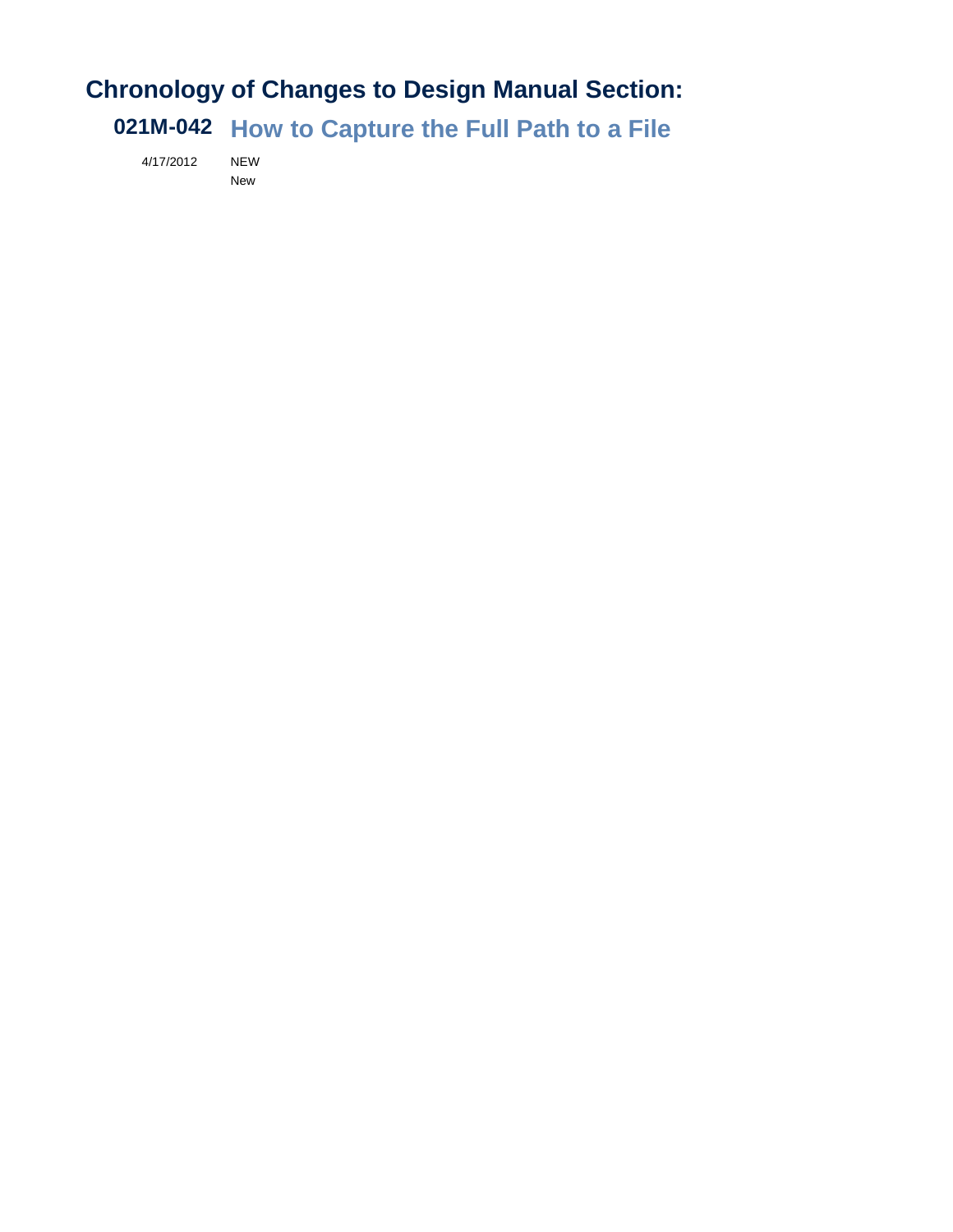# Chronology of Changes to Design Manual Section:

## 021M-042 How to Capture the Full Path to a File

| | |
|---|---|
| 4/17/2012 | NEW<br>New |